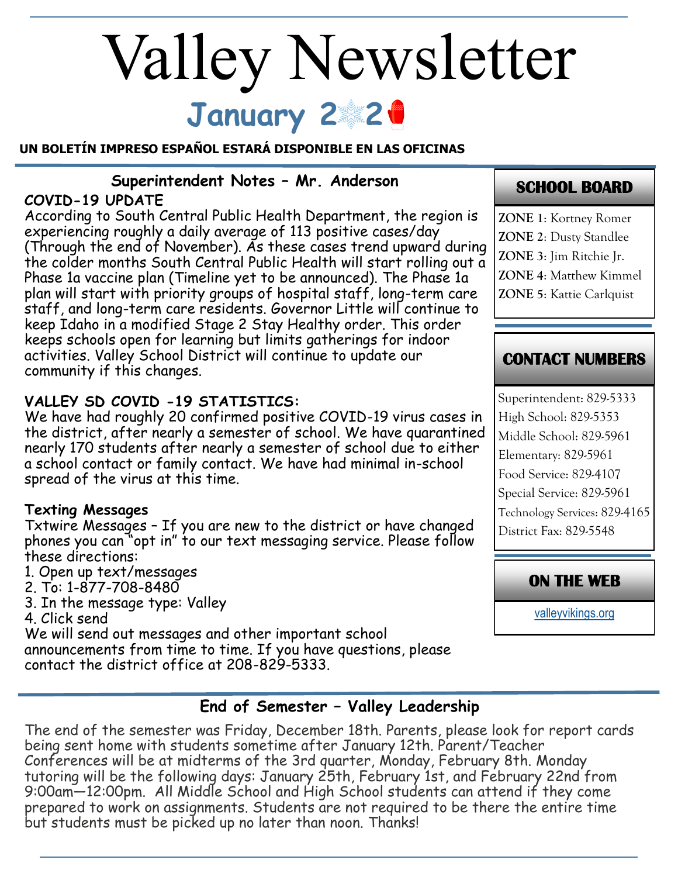# Valley Newsletter

## January 2021

**UN BOLETÍN IMPRESO ESPAÑOL ESTARÁ DISPONIBLE EN LAS OFICINAS**

## Superintendent Notes – Mr. Anderson

**COVID-19 UPDATE**

According to South Central Public Health Department, the region is experiencing roughly a daily average of 113 positive cases/day (Through the end of November). As these cases trend upward during the colder months South Central Public Health will start rolling out a Phase 1a vaccine plan (Timeline yet to be announced). The Phase 1a plan will start with priority groups of hospital staff, long-term care staff, and long-term care residents. Governor Little will continue to keep Idaho in a modified Stage 2 Stay Healthy order. This order keeps schools open for learning but limits gatherings for indoor activities. Valley School District will continue to update our community if this changes.

**VALLEY SD COVID -19 STATISTICS:**

We have had roughly 20 confirmed positive COVID-19 virus cases in the district, after nearly a semester of school. We have quarantined nearly 170 students after nearly a semester of school due to either a school contact or family contact. We have had minimal in-school spread of the virus at this time.

**Texting Messages**

Txtwire Messages – If you are new to the district or have changed phones you can "opt in" to our text messaging service. Please follow these directions:

1. Open up text/messages
2. To: 1-877-708-8480
3. In the message type: Valley
4. Click send

We will send out messages and other important school announcements from time to time. If you have questions, please contact the district office at 208-829-5333.

### SCHOOL BOARD

**ZONE 1**: Kortney Romer
**ZONE 2**: Dusty Standlee
**ZONE 3**: Jim Ritchie Jr.
**ZONE 4**: Matthew Kimmel
**ZONE 5**: Kattie Carlquist

### CONTACT NUMBERS

Superintendent: 829-5333
High School: 829-5353
Middle School: 829-5961
Elementary: 829-5961
Food Service: 829-4107
Special Service: 829-5961
Technology Services: 829-4165
District Fax: 829-5548

### ON THE WEB

valleyvikings.org

## End of Semester – Valley Leadership

The end of the semester was Friday, December 18th. Parents, please look for report cards being sent home with students sometime after January 12th. Parent/Teacher Conferences will be at midterms of the 3rd quarter, Monday, February 8th. Monday tutoring will be the following days: January 25th, February 1st, and February 22nd from 9:00am—12:00pm. All Middle School and High School students can attend if they come prepared to work on assignments. Students are not required to be there the entire time but students must be picked up no later than noon. Thanks!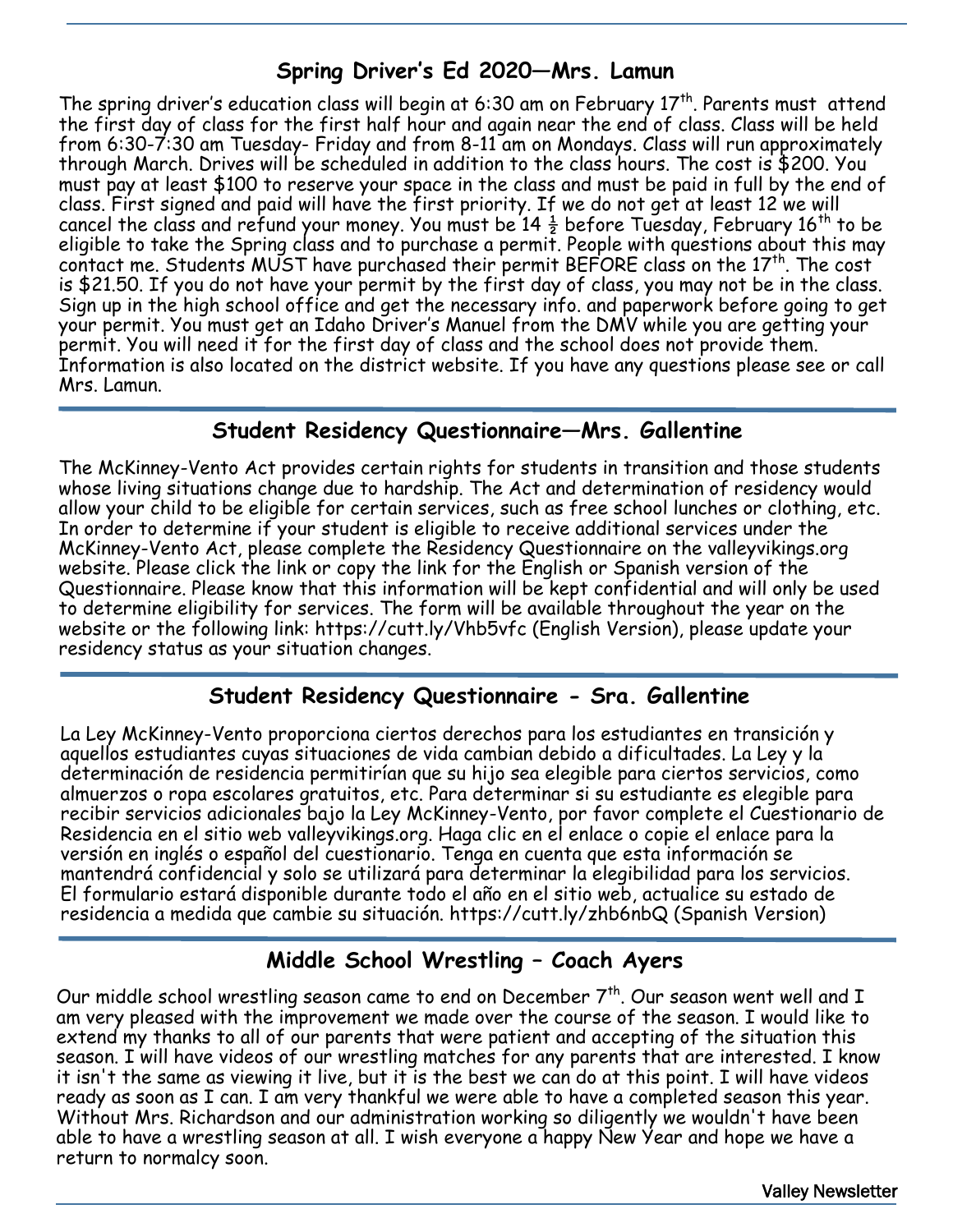## Spring Driver's Ed 2020—Mrs. Lamun

The spring driver's education class will begin at 6:30 am on February 17th. Parents must attend the first day of class for the first half hour and again near the end of class. Class will be held from 6:30-7:30 am Tuesday- Friday and from 8-11 am on Mondays. Class will run approximately through March. Drives will be scheduled in addition to the class hours. The cost is $200. You must pay at least $100 to reserve your space in the class and must be paid in full by the end of class. First signed and paid will have the first priority. If we do not get at least 12 we will cancel the class and refund your money. You must be 14 ½ before Tuesday, February 16th to be eligible to take the Spring class and to purchase a permit. People with questions about this may contact me. Students MUST have purchased their permit BEFORE class on the 17th. The cost is $21.50. If you do not have your permit by the first day of class, you may not be in the class. Sign up in the high school office and get the necessary info. and paperwork before going to get your permit. You must get an Idaho Driver's Manuel from the DMV while you are getting your permit. You will need it for the first day of class and the school does not provide them. Information is also located on the district website. If you have any questions please see or call Mrs. Lamun.

## Student Residency Questionnaire—Mrs. Gallentine

The McKinney-Vento Act provides certain rights for students in transition and those students whose living situations change due to hardship. The Act and determination of residency would allow your child to be eligible for certain services, such as free school lunches or clothing, etc. In order to determine if your student is eligible to receive additional services under the McKinney-Vento Act, please complete the Residency Questionnaire on the valleyvikings.org website. Please click the link or copy the link for the English or Spanish version of the Questionnaire. Please know that this information will be kept confidential and will only be used to determine eligibility for services. The form will be available throughout the year on the website or the following link: https://cutt.ly/Vhb5vfc (English Version), please update your residency status as your situation changes.

## Student Residency Questionnaire - Sra. Gallentine

La Ley McKinney-Vento proporciona ciertos derechos para los estudiantes en transición y aquellos estudiantes cuyas situaciones de vida cambian debido a dificultades. La Ley y la determinación de residencia permitirían que su hijo sea elegible para ciertos servicios, como almuerzos o ropa escolares gratuitos, etc. Para determinar si su estudiante es elegible para recibir servicios adicionales bajo la Ley McKinney-Vento, por favor complete el Cuestionario de Residencia en el sitio web valleyvikings.org. Haga clic en el enlace o copie el enlace para la versión en inglés o español del cuestionario. Tenga en cuenta que esta información se mantendrá confidencial y solo se utilizará para determinar la elegibilidad para los servicios. El formulario estará disponible durante todo el año en el sitio web, actualice su estado de residencia a medida que cambie su situación. https://cutt.ly/zhb6nbQ (Spanish Version)

## Middle School Wrestling – Coach Ayers

Our middle school wrestling season came to end on December 7th. Our season went well and I am very pleased with the improvement we made over the course of the season. I would like to extend my thanks to all of our parents that were patient and accepting of the situation this season. I will have videos of our wrestling matches for any parents that are interested. I know it isn't the same as viewing it live, but it is the best we can do at this point. I will have videos ready as soon as I can. I am very thankful we were able to have a completed season this year. Without Mrs. Richardson and our administration working so diligently we wouldn't have been able to have a wrestling season at all. I wish everyone a happy New Year and hope we have a return to normalcy soon.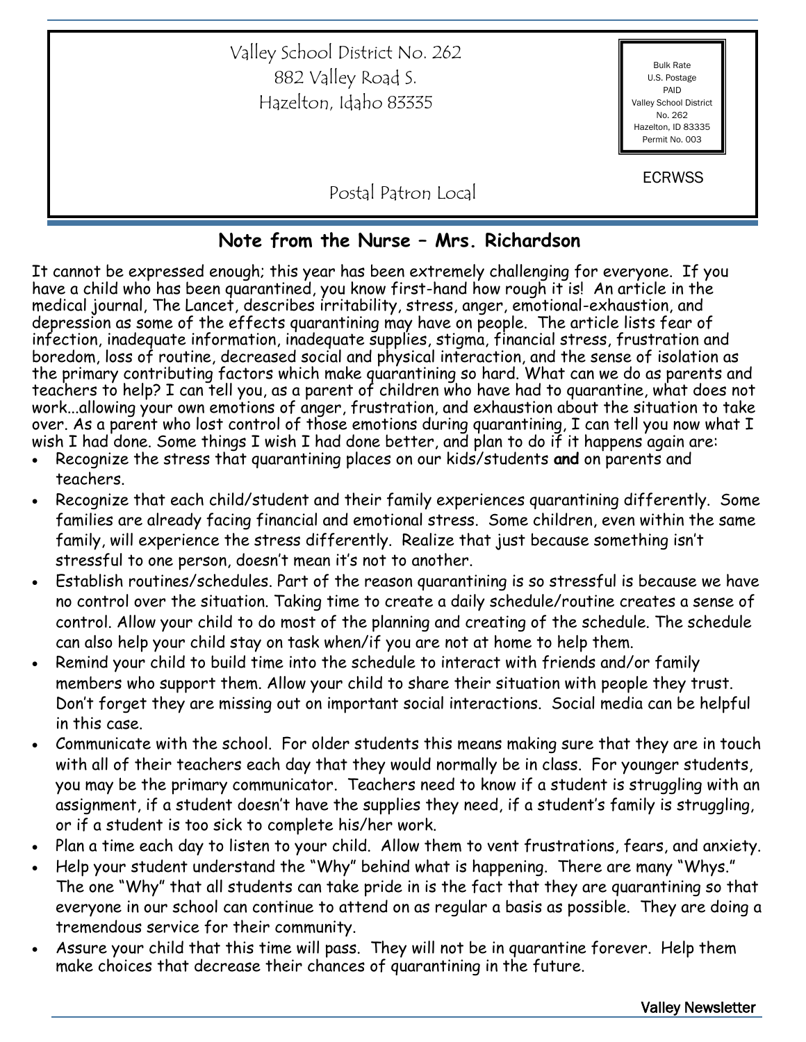Valley School District No. 262
882 Valley Road S.
Hazelton, Idaho 83335

Bulk Rate
U.S. Postage
PAID
Valley School District
No. 262
Hazelton, ID 83335
Permit No. 003

ECRWSS

Postal Patron Local

## Note from the Nurse – Mrs. Richardson

It cannot be expressed enough; this year has been extremely challenging for everyone. If you have a child who has been quarantined, you know first-hand how rough it is! An article in the medical journal, The Lancet, describes irritability, stress, anger, emotional-exhaustion, and depression as some of the effects quarantining may have on people. The article lists fear of infection, inadequate information, inadequate supplies, stigma, financial stress, frustration and boredom, loss of routine, decreased social and physical interaction, and the sense of isolation as the primary contributing factors which make quarantining so hard. What can we do as parents and teachers to help? I can tell you, as a parent of children who have had to quarantine, what does not work...allowing your own emotions of anger, frustration, and exhaustion about the situation to take over. As a parent who lost control of those emotions during quarantining, I can tell you now what I wish I had done. Some things I wish I had done better, and plan to do if it happens again are:

- Recognize the stress that quarantining places on our kids/students **and** on parents and teachers.
- Recognize that each child/student and their family experiences quarantining differently. Some families are already facing financial and emotional stress. Some children, even within the same family, will experience the stress differently. Realize that just because something isn't stressful to one person, doesn't mean it's not to another.
- Establish routines/schedules. Part of the reason quarantining is so stressful is because we have no control over the situation. Taking time to create a daily schedule/routine creates a sense of control. Allow your child to do most of the planning and creating of the schedule. The schedule can also help your child stay on task when/if you are not at home to help them.
- Remind your child to build time into the schedule to interact with friends and/or family members who support them. Allow your child to share their situation with people they trust. Don't forget they are missing out on important social interactions. Social media can be helpful in this case.
- Communicate with the school. For older students this means making sure that they are in touch with all of their teachers each day that they would normally be in class. For younger students, you may be the primary communicator. Teachers need to know if a student is struggling with an assignment, if a student doesn't have the supplies they need, if a student's family is struggling, or if a student is too sick to complete his/her work.
- Plan a time each day to listen to your child. Allow them to vent frustrations, fears, and anxiety.
- Help your student understand the "Why" behind what is happening. There are many "Whys." The one "Why" that all students can take pride in is the fact that they are quarantining so that everyone in our school can continue to attend on as regular a basis as possible. They are doing a tremendous service for their community.
- Assure your child that this time will pass. They will not be in quarantine forever. Help them make choices that decrease their chances of quarantining in the future.